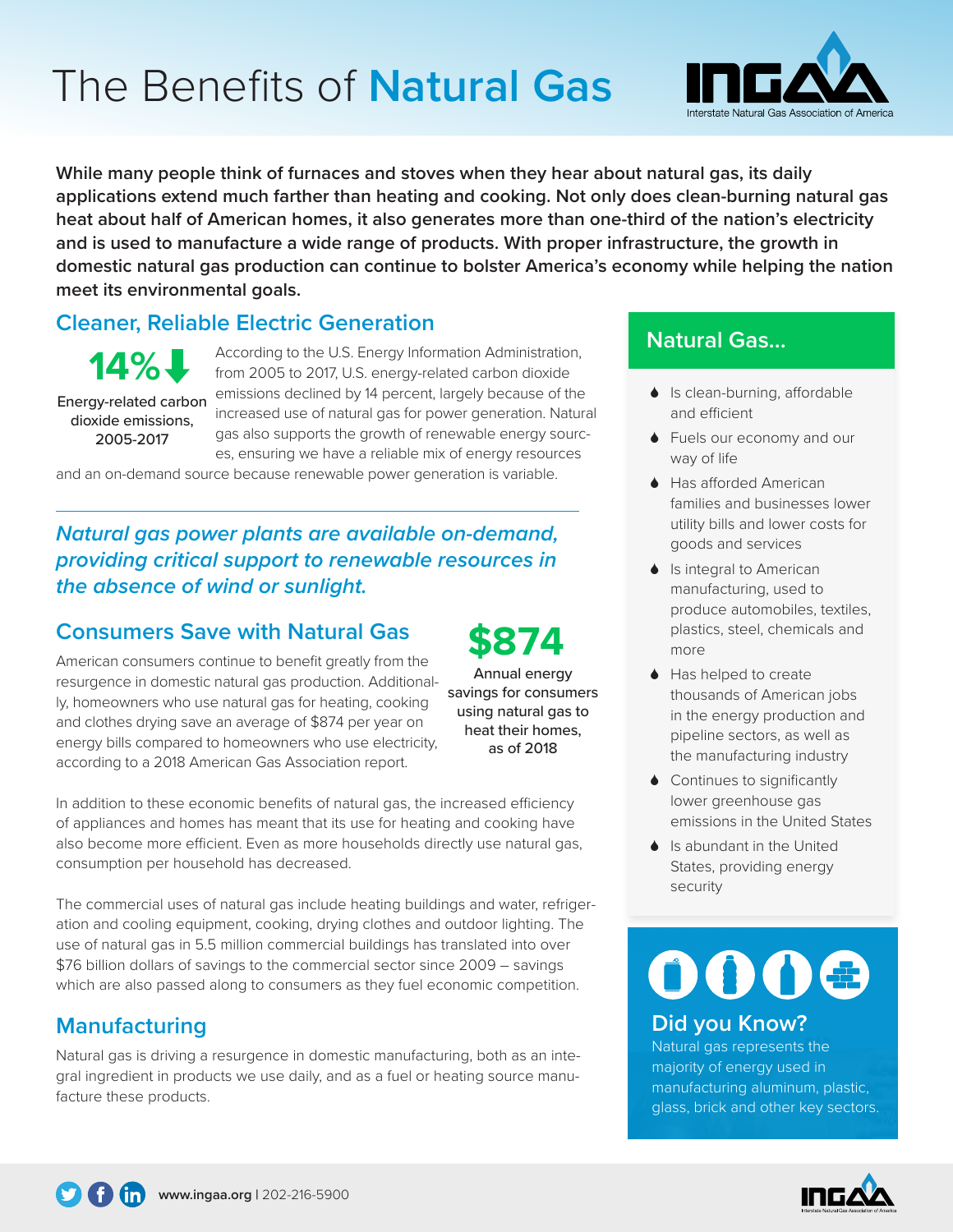# The Benefits of **Natural Gas**

Interstate Natural Gas Association of America

**While many people think of furnaces and stoves when they hear about natural gas, its daily applications extend much farther than heating and cooking. Not only does clean-burning natural gas heat about half of American homes, it also generates more than one-third of the nation's electricity and is used to manufacture a wide range of products. With proper infrastructure, the growth in domestic natural gas production can continue to bolster America's economy while helping the nation meet its environmental goals.**

## Cleaner, Reliable Electric Generation

**14%↓**

Energy-related carbon dioxide emissions, 2005-2017

According to the U.S. Energy Information Administration, from 2005 to 2017, U.S. energy-related carbon dioxide emissions declined by 14 percent, largely because of the increased use of natural gas for power generation. Natural gas also supports the growth of renewable energy sources, ensuring we have a reliable mix of energy resources and an on-demand source because renewable power generation is variable.

***Natural gas power plants are available on-demand, providing critical support to renewable resources in the absence of wind or sunlight.***

## Consumers Save with Natural Gas

**$874**

Annual energy savings for consumers using natural gas to heat their homes, as of 2018

American consumers continue to benefit greatly from the resurgence in domestic natural gas production. Additionally, homeowners who use natural gas for heating, cooking and clothes drying save an average of $874 per year on energy bills compared to homeowners who use electricity, according to a 2018 American Gas Association report.

In addition to these economic benefits of natural gas, the increased efficiency of appliances and homes has meant that its use for heating and cooking have also become more efficient. Even as more households directly use natural gas, consumption per household has decreased.

The commercial uses of natural gas include heating buildings and water, refrigeration and cooling equipment, cooking, drying clothes and outdoor lighting. The use of natural gas in 5.5 million commercial buildings has translated into over $76 billion dollars of savings to the commercial sector since 2009 – savings which are also passed along to consumers as they fuel economic competition.

## Manufacturing

Natural gas is driving a resurgence in domestic manufacturing, both as an integral ingredient in products we use daily, and as a fuel or heating source manufacture these products.

### Natural Gas...

- Is clean-burning, affordable and efficient
- Fuels our economy and our way of life
- Has afforded American families and businesses lower utility bills and lower costs for goods and services
- Is integral to American manufacturing, used to produce automobiles, textiles, plastics, steel, chemicals and more
- Has helped to create thousands of American jobs in the energy production and pipeline sectors, as well as the manufacturing industry
- Continues to significantly lower greenhouse gas emissions in the United States
- Is abundant in the United States, providing energy security

### Did you Know?

Natural gas represents the majority of energy used in manufacturing aluminum, plastic, glass, brick and other key sectors.

**www.ingaa.org** | 202-216-5900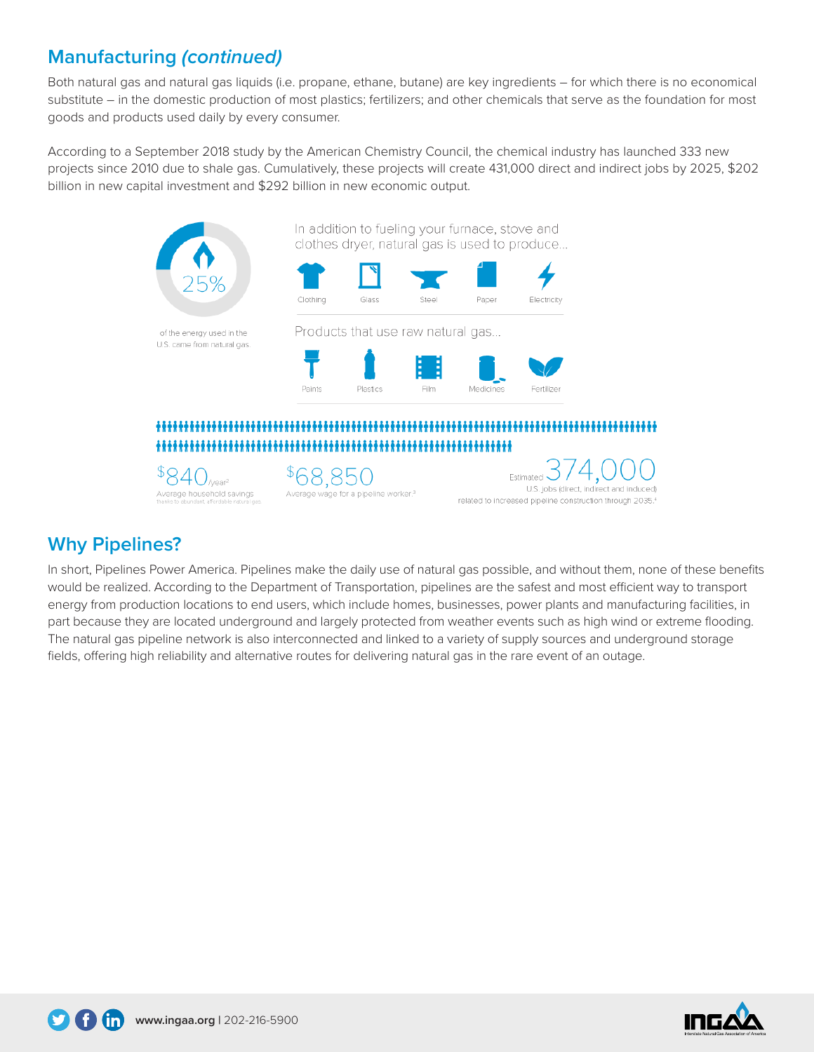## Manufacturing *(continued)*

Both natural gas and natural gas liquids (i.e. propane, ethane, butane) are key ingredients – for which there is no economical substitute – in the domestic production of most plastics; fertilizers; and other chemicals that serve as the foundation for most goods and products used daily by every consumer.

According to a September 2018 study by the American Chemistry Council, the chemical industry has launched 333 new projects since 2010 due to shale gas. Cumulatively, these projects will create 431,000 direct and indirect jobs by 2025, $202 billion in new capital investment and $292 billion in new economic output.

25%

of the energy used in the U.S. came from natural gas.

In addition to fueling your furnace, stove and clothes dryer, natural gas is used to produce...

Clothing, Glass, Steel, Paper, Electricity

Products that use raw natural gas...

Paints, Plastics, Film, Medicines, Fertilizer

$840/year[2]

Average household savings thanks to abundant, affordable natural gas.

$68,850

Average wage for a pipeline worker.[3]

Estimated 374,000

U.S. jobs (direct, indirect and induced) related to increased pipeline construction through 2035.[4]

## Why Pipelines?

In short, Pipelines Power America. Pipelines make the daily use of natural gas possible, and without them, none of these benefits would be realized. According to the Department of Transportation, pipelines are the safest and most efficient way to transport energy from production locations to end users, which include homes, businesses, power plants and manufacturing facilities, in part because they are located underground and largely protected from weather events such as high wind or extreme flooding. The natural gas pipeline network is also interconnected and linked to a variety of supply sources and underground storage fields, offering high reliability and alternative routes for delivering natural gas in the rare event of an outage.

**www.ingaa.org** | 202-216-5900

INGAA Interstate Natural Gas Association of America